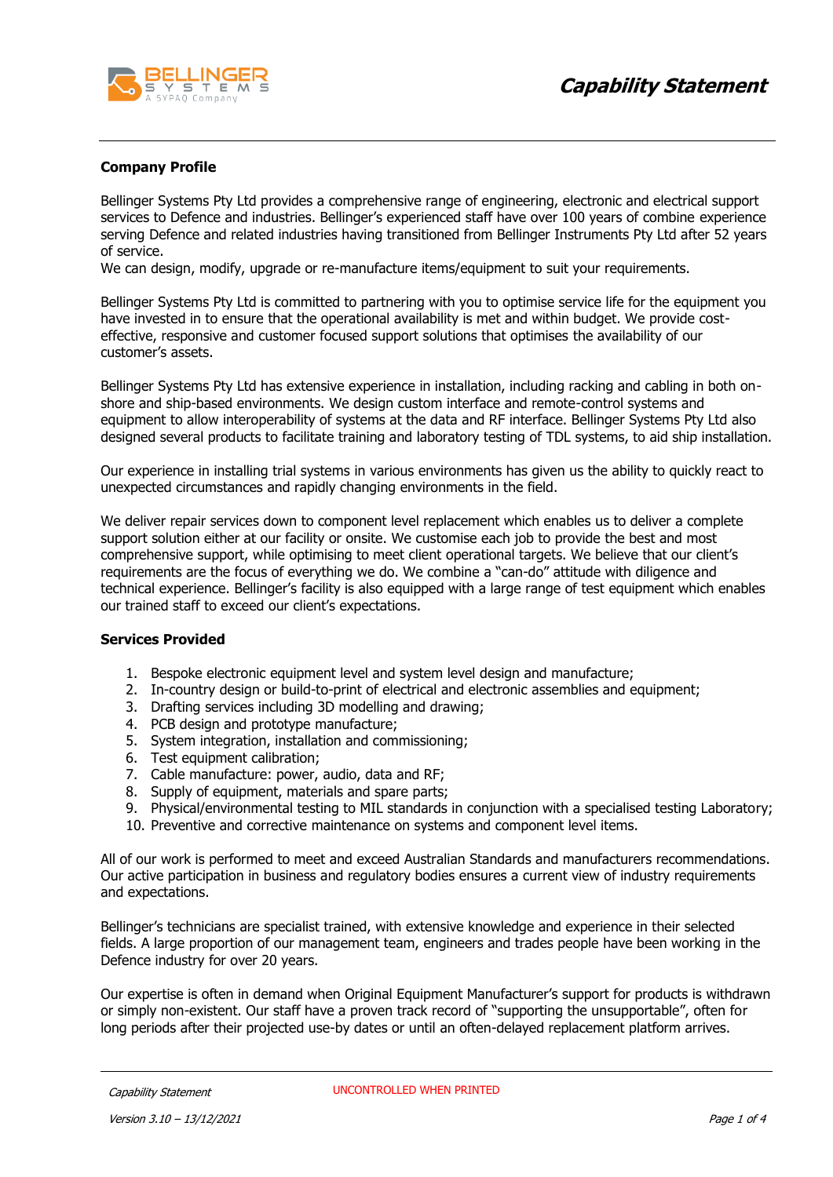# Capability Statement

## Company Profile

Bellinger Systems Pty Ltd provides a comprehensive range of engineering, electronic and electrical support services to Defence and industries. Bellinger's experienced staff have over 100 years of combine experience serving Defence and related industries having transitioned from Bellinger Instruments Pty Ltd after 52 years of service.
We can design, modify, upgrade or re-manufacture items/equipment to suit your requirements.

Bellinger Systems Pty Ltd is committed to partnering with you to optimise service life for the equipment you have invested in to ensure that the operational availability is met and within budget. We provide cost-effective, responsive and customer focused support solutions that optimises the availability of our customer's assets.

Bellinger Systems Pty Ltd has extensive experience in installation, including racking and cabling in both on-shore and ship-based environments. We design custom interface and remote-control systems and equipment to allow interoperability of systems at the data and RF interface. Bellinger Systems Pty Ltd also designed several products to facilitate training and laboratory testing of TDL systems, to aid ship installation.

Our experience in installing trial systems in various environments has given us the ability to quickly react to unexpected circumstances and rapidly changing environments in the field.

We deliver repair services down to component level replacement which enables us to deliver a complete support solution either at our facility or onsite. We customise each job to provide the best and most comprehensive support, while optimising to meet client operational targets. We believe that our client's requirements are the focus of everything we do. We combine a "can-do" attitude with diligence and technical experience. Bellinger's facility is also equipped with a large range of test equipment which enables our trained staff to exceed our client's expectations.

## Services Provided

1. Bespoke electronic equipment level and system level design and manufacture;
2. In-country design or build-to-print of electrical and electronic assemblies and equipment;
3. Drafting services including 3D modelling and drawing;
4. PCB design and prototype manufacture;
5. System integration, installation and commissioning;
6. Test equipment calibration;
7. Cable manufacture: power, audio, data and RF;
8. Supply of equipment, materials and spare parts;
9. Physical/environmental testing to MIL standards in conjunction with a specialised testing Laboratory;
10. Preventive and corrective maintenance on systems and component level items.

All of our work is performed to meet and exceed Australian Standards and manufacturers recommendations. Our active participation in business and regulatory bodies ensures a current view of industry requirements and expectations.

Bellinger's technicians are specialist trained, with extensive knowledge and experience in their selected fields. A large proportion of our management team, engineers and trades people have been working in the Defence industry for over 20 years.

Our expertise is often in demand when Original Equipment Manufacturer's support for products is withdrawn or simply non-existent. Our staff have a proven track record of "supporting the unsupportable", often for long periods after their projected use-by dates or until an often-delayed replacement platform arrives.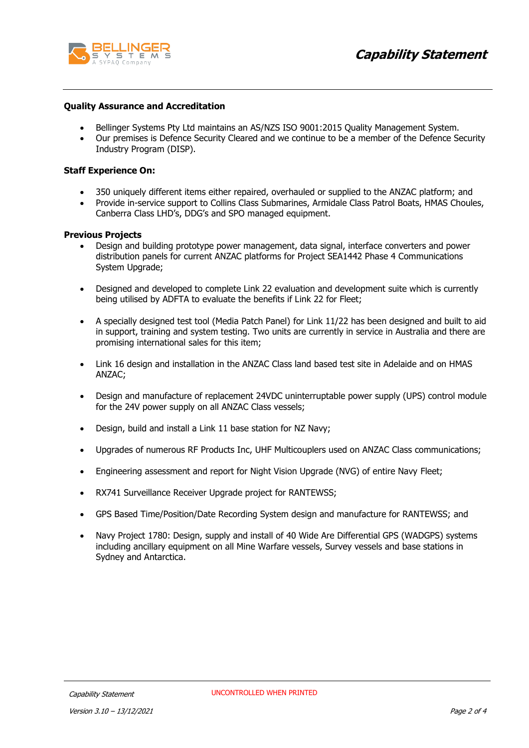**Quality Assurance and Accreditation**

- Bellinger Systems Pty Ltd maintains an AS/NZS ISO 9001:2015 Quality Management System.
- Our premises is Defence Security Cleared and we continue to be a member of the Defence Security Industry Program (DISP).

**Staff Experience On:**

- 350 uniquely different items either repaired, overhauled or supplied to the ANZAC platform; and
- Provide in-service support to Collins Class Submarines, Armidale Class Patrol Boats, HMAS Choules, Canberra Class LHD's, DDG's and SPO managed equipment.

**Previous Projects**

- Design and building prototype power management, data signal, interface converters and power distribution panels for current ANZAC platforms for Project SEA1442 Phase 4 Communications System Upgrade;

- Designed and developed to complete Link 22 evaluation and development suite which is currently being utilised by ADFTA to evaluate the benefits if Link 22 for Fleet;

- A specially designed test tool (Media Patch Panel) for Link 11/22 has been designed and built to aid in support, training and system testing. Two units are currently in service in Australia and there are promising international sales for this item;

- Link 16 design and installation in the ANZAC Class land based test site in Adelaide and on HMAS ANZAC;

- Design and manufacture of replacement 24VDC uninterruptable power supply (UPS) control module for the 24V power supply on all ANZAC Class vessels;

- Design, build and install a Link 11 base station for NZ Navy;

- Upgrades of numerous RF Products Inc, UHF Multicouplers used on ANZAC Class communications;

- Engineering assessment and report for Night Vision Upgrade (NVG) of entire Navy Fleet;

- RX741 Surveillance Receiver Upgrade project for RANTEWSS;

- GPS Based Time/Position/Date Recording System design and manufacture for RANTEWSS; and

- Navy Project 1780: Design, supply and install of 40 Wide Are Differential GPS (WADGPS) systems including ancillary equipment on all Mine Warfare vessels, Survey vessels and base stations in Sydney and Antarctica.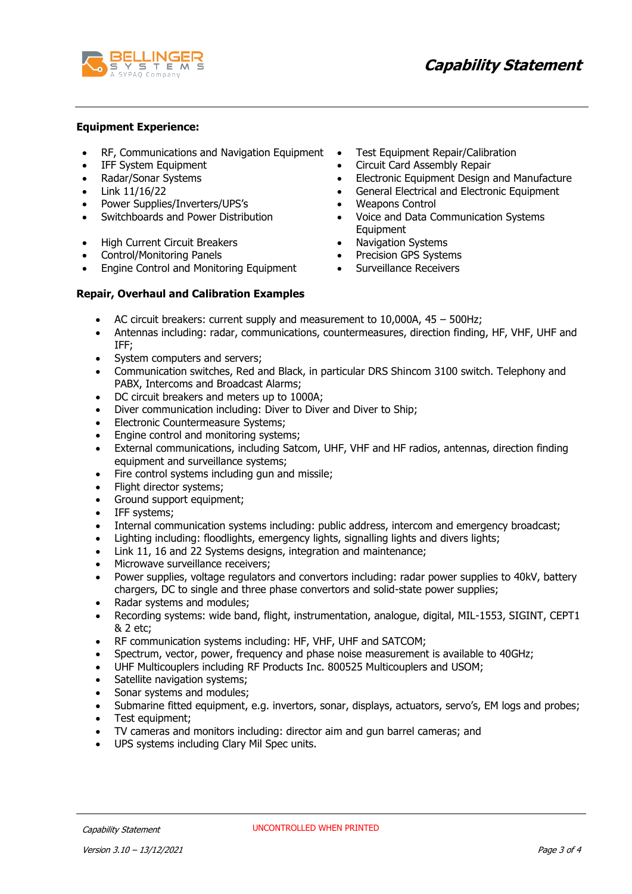**Equipment Experience:**

- RF, Communications and Navigation Equipment
- IFF System Equipment
- Radar/Sonar Systems
- Link 11/16/22
- Power Supplies/Inverters/UPS's
- Switchboards and Power Distribution
- High Current Circuit Breakers
- Control/Monitoring Panels
- Engine Control and Monitoring Equipment
- Test Equipment Repair/Calibration
- Circuit Card Assembly Repair
- Electronic Equipment Design and Manufacture
- General Electrical and Electronic Equipment
- Weapons Control
- Voice and Data Communication Systems Equipment
- Navigation Systems
- Precision GPS Systems
- Surveillance Receivers

**Repair, Overhaul and Calibration Examples**

- AC circuit breakers: current supply and measurement to 10,000A, 45 – 500Hz;
- Antennas including: radar, communications, countermeasures, direction finding, HF, VHF, UHF and IFF;
- System computers and servers;
- Communication switches, Red and Black, in particular DRS Shincom 3100 switch. Telephony and PABX, Intercoms and Broadcast Alarms;
- DC circuit breakers and meters up to 1000A;
- Diver communication including: Diver to Diver and Diver to Ship;
- Electronic Countermeasure Systems;
- Engine control and monitoring systems;
- External communications, including Satcom, UHF, VHF and HF radios, antennas, direction finding equipment and surveillance systems;
- Fire control systems including gun and missile;
- Flight director systems;
- Ground support equipment;
- IFF systems;
- Internal communication systems including: public address, intercom and emergency broadcast;
- Lighting including: floodlights, emergency lights, signalling lights and divers lights;
- Link 11, 16 and 22 Systems designs, integration and maintenance;
- Microwave surveillance receivers;
- Power supplies, voltage regulators and convertors including: radar power supplies to 40kV, battery chargers, DC to single and three phase convertors and solid-state power supplies;
- Radar systems and modules;
- Recording systems: wide band, flight, instrumentation, analogue, digital, MIL-1553, SIGINT, CEPT1 & 2 etc;
- RF communication systems including: HF, VHF, UHF and SATCOM;
- Spectrum, vector, power, frequency and phase noise measurement is available to 40GHz;
- UHF Multicouplers including RF Products Inc. 800525 Multicouplers and USOM;
- Satellite navigation systems;
- Sonar systems and modules;
- Submarine fitted equipment, e.g. invertors, sonar, displays, actuators, servo's, EM logs and probes;
- Test equipment;
- TV cameras and monitors including: director aim and gun barrel cameras; and
- UPS systems including Clary Mil Spec units.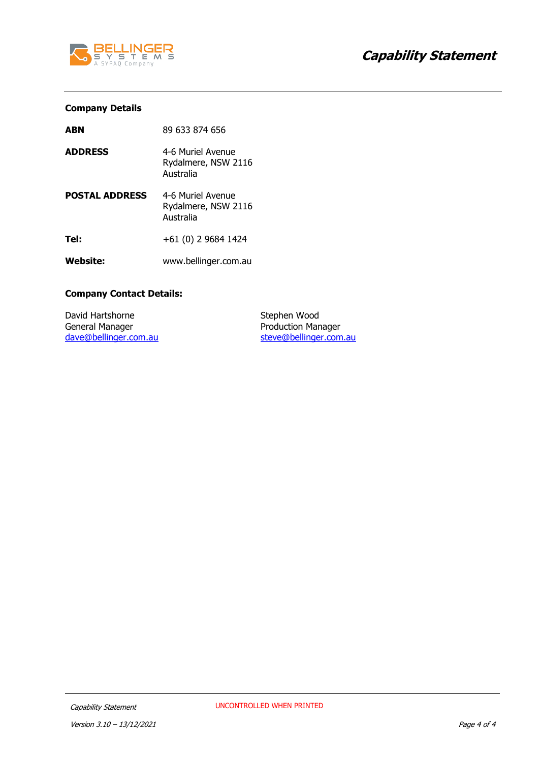## Company Details

| | |
|---|---|
| **ABN** | 89 633 874 656 |
| **ADDRESS** | 4-6 Muriel Avenue<br>Rydalmere, NSW 2116<br>Australia |
| **POSTAL ADDRESS** | 4-6 Muriel Avenue<br>Rydalmere, NSW 2116<br>Australia |
| **Tel:** | +61 (0) 2 9684 1424 |
| **Website:** | www.bellinger.com.au |

## Company Contact Details:

David Hartshorne
General Manager
dave@bellinger.com.au

Stephen Wood
Production Manager
steve@bellinger.com.au

UNCONTROLLED WHEN PRINTED